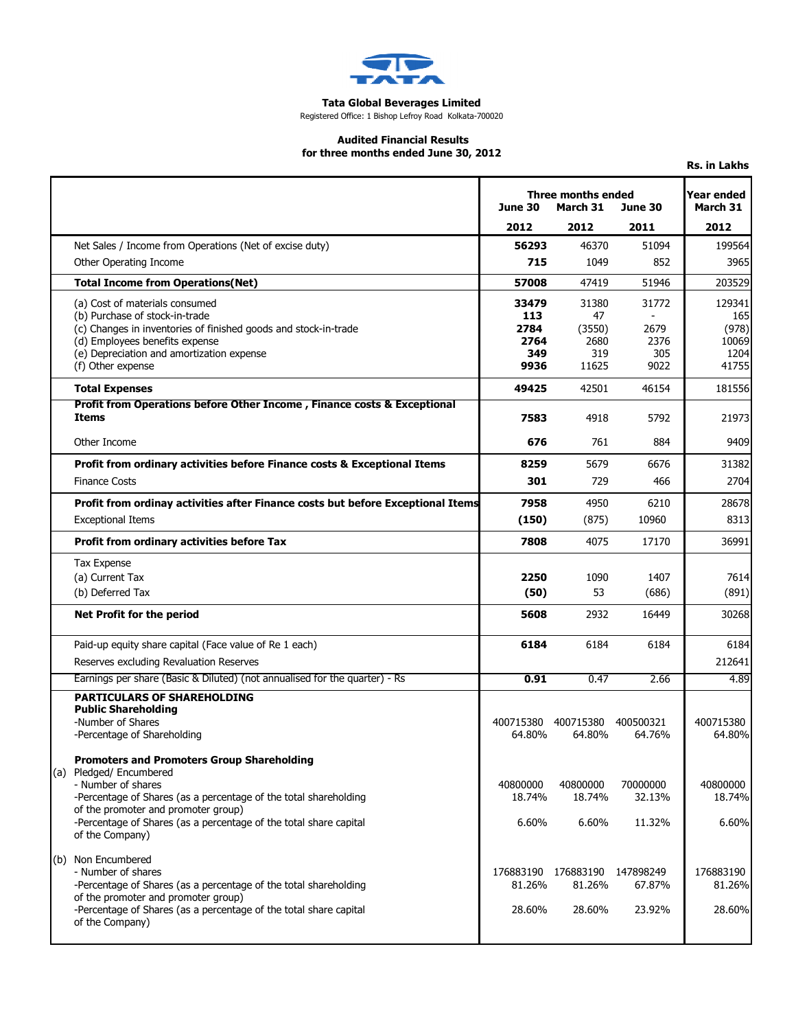**Tata Global Beverages Limited**

Registered Office: 1 Bishop Lefroy Road Kolkata-700020

**Audited Financial Results**
**for three months ended June 30, 2012**

**Rs. in Lakhs**

| | Three months ended | | | Year ended |
|---|---|---|---|---|
| | June 30 | March 31 | June 30 | March 31 |
| | 2012 | 2012 | 2011 | 2012 |
| Net Sales / Income from Operations (Net of excise duty) | **56293** | 46370 | 51094 | 199564 |
| Other Operating Income | **715** | 1049 | 852 | 3965 |
| **Total Income from Operations(Net)** | **57008** | 47419 | 51946 | 203529 |
| (a) Cost of materials consumed | **33479** | 31380 | 31772 | 129341 |
| (b) Purchase of stock-in-trade | **113** | 47 | - | 165 |
| (c) Changes in inventories of finished goods and stock-in-trade | **2784** | (3550) | 2679 | (978) |
| (d) Employees benefits expense | **2764** | 2680 | 2376 | 10069 |
| (e) Depreciation and amortization expense | **349** | 319 | 305 | 1204 |
| (f) Other expense | **9936** | 11625 | 9022 | 41755 |
| **Total Expenses** | **49425** | 42501 | 46154 | 181556 |
| **Profit from Operations before Other Income , Finance costs & Exceptional Items** | **7583** | 4918 | 5792 | 21973 |
| Other Income | **676** | 761 | 884 | 9409 |
| **Profit from ordinary activities before Finance costs & Exceptional Items** | **8259** | 5679 | 6676 | 31382 |
| Finance Costs | **301** | 729 | 466 | 2704 |
| **Profit from ordinay activities after Finance costs but before Exceptional Items** | **7958** | 4950 | 6210 | 28678 |
| Exceptional Items | **(150)** | (875) | 10960 | 8313 |
| **Profit from ordinary activities before Tax** | **7808** | 4075 | 17170 | 36991 |
| Tax Expense | | | | |
| (a) Current Tax | **2250** | 1090 | 1407 | 7614 |
| (b) Deferred Tax | **(50)** | 53 | (686) | (891) |
| **Net Profit for the period** | **5608** | 2932 | 16449 | 30268 |
| Paid-up equity share capital (Face value of Re 1 each) | **6184** | 6184 | 6184 | 6184 |
| Reserves excluding Revaluation Reserves | | | | 212641 |
| Earnings per share (Basic & Diluted) (not annualised for the quarter) - Rs | **0.91** | 0.47 | 2.66 | 4.89 |
| **PARTICULARS OF SHAREHOLDING** | | | | |
| **Public Shareholding** | | | | |
| -Number of Shares | 400715380 | 400715380 | 400500321 | 400715380 |
| -Percentage of Shareholding | 64.80% | 64.80% | 64.76% | 64.80% |
| **Promoters and Promoters Group Shareholding** | | | | |
| (a) Pledged/ Encumbered | | | | |
| - Number of shares | 40800000 | 40800000 | 70000000 | 40800000 |
| -Percentage of Shares (as a percentage of the total shareholding of the promoter and promoter group) | 18.74% | 18.74% | 32.13% | 18.74% |
| -Percentage of Shares (as a percentage of the total share capital of the Company) | 6.60% | 6.60% | 11.32% | 6.60% |
| (b) Non Encumbered | | | | |
| - Number of shares | 176883190 | 176883190 | 147898249 | 176883190 |
| -Percentage of Shares (as a percentage of the total shareholding of the promoter and promoter group) | 81.26% | 81.26% | 67.87% | 81.26% |
| -Percentage of Shares (as a percentage of the total share capital of the Company) | 28.60% | 28.60% | 23.92% | 28.60% |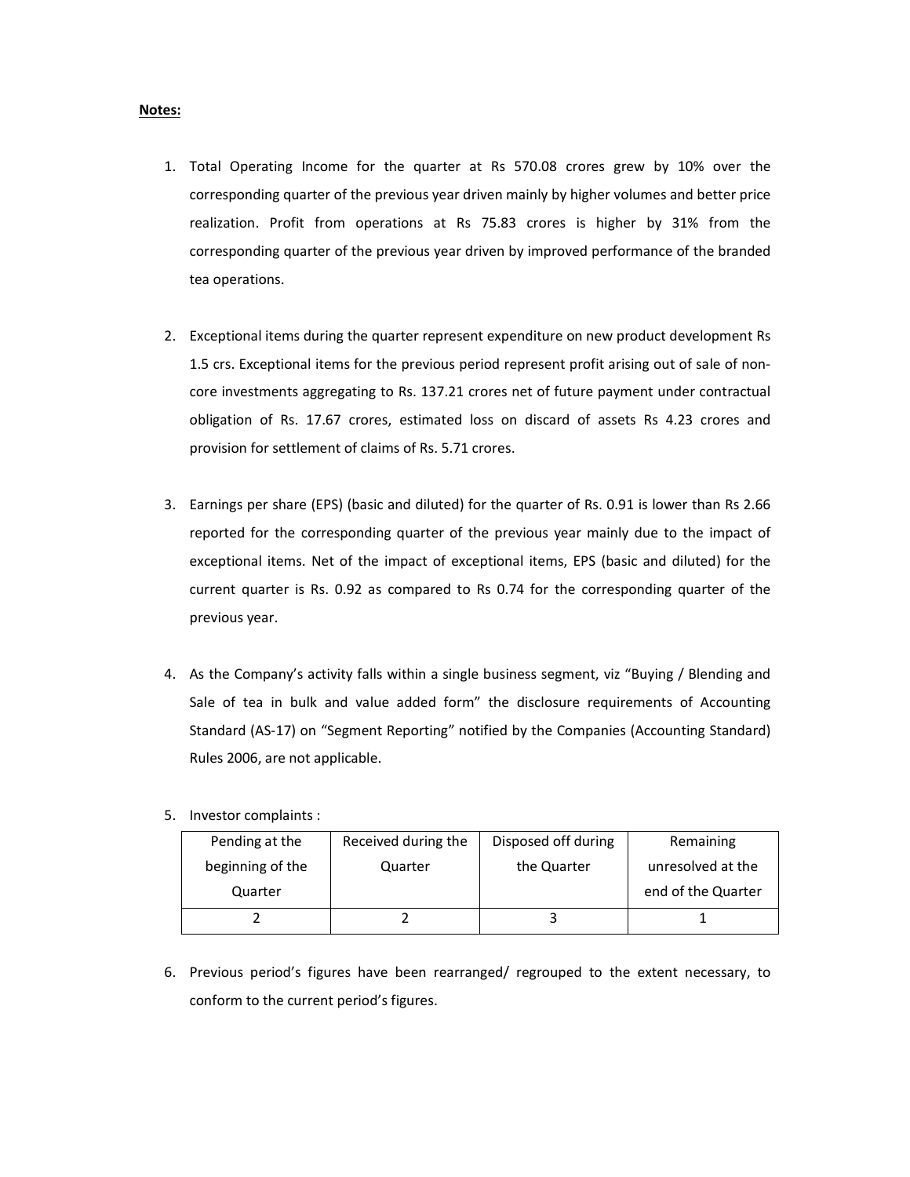**Notes:**

1. Total Operating Income for the quarter at Rs 570.08 crores grew by 10% over the corresponding quarter of the previous year driven mainly by higher volumes and better price realization. Profit from operations at Rs 75.83 crores is higher by 31% from the corresponding quarter of the previous year driven by improved performance of the branded tea operations.

2. Exceptional items during the quarter represent expenditure on new product development Rs 1.5 crs. Exceptional items for the previous period represent profit arising out of sale of non-core investments aggregating to Rs. 137.21 crores net of future payment under contractual obligation of Rs. 17.67 crores, estimated loss on discard of assets Rs 4.23 crores and provision for settlement of claims of Rs. 5.71 crores.

3. Earnings per share (EPS) (basic and diluted) for the quarter of Rs. 0.91 is lower than Rs 2.66 reported for the corresponding quarter of the previous year mainly due to the impact of exceptional items. Net of the impact of exceptional items, EPS (basic and diluted) for the current quarter is Rs. 0.92 as compared to Rs 0.74 for the corresponding quarter of the previous year.

4. As the Company's activity falls within a single business segment, viz "Buying / Blending and Sale of tea in bulk and value added form" the disclosure requirements of Accounting Standard (AS-17) on "Segment Reporting" notified by the Companies (Accounting Standard) Rules 2006, are not applicable.

5. Investor complaints :

| Pending at the beginning of the Quarter | Received during the Quarter | Disposed off during the Quarter | Remaining unresolved at the end of the Quarter |
|---|---|---|---|
| 2 | 2 | 3 | 1 |

6. Previous period's figures have been rearranged/ regrouped to the extent necessary, to conform to the current period's figures.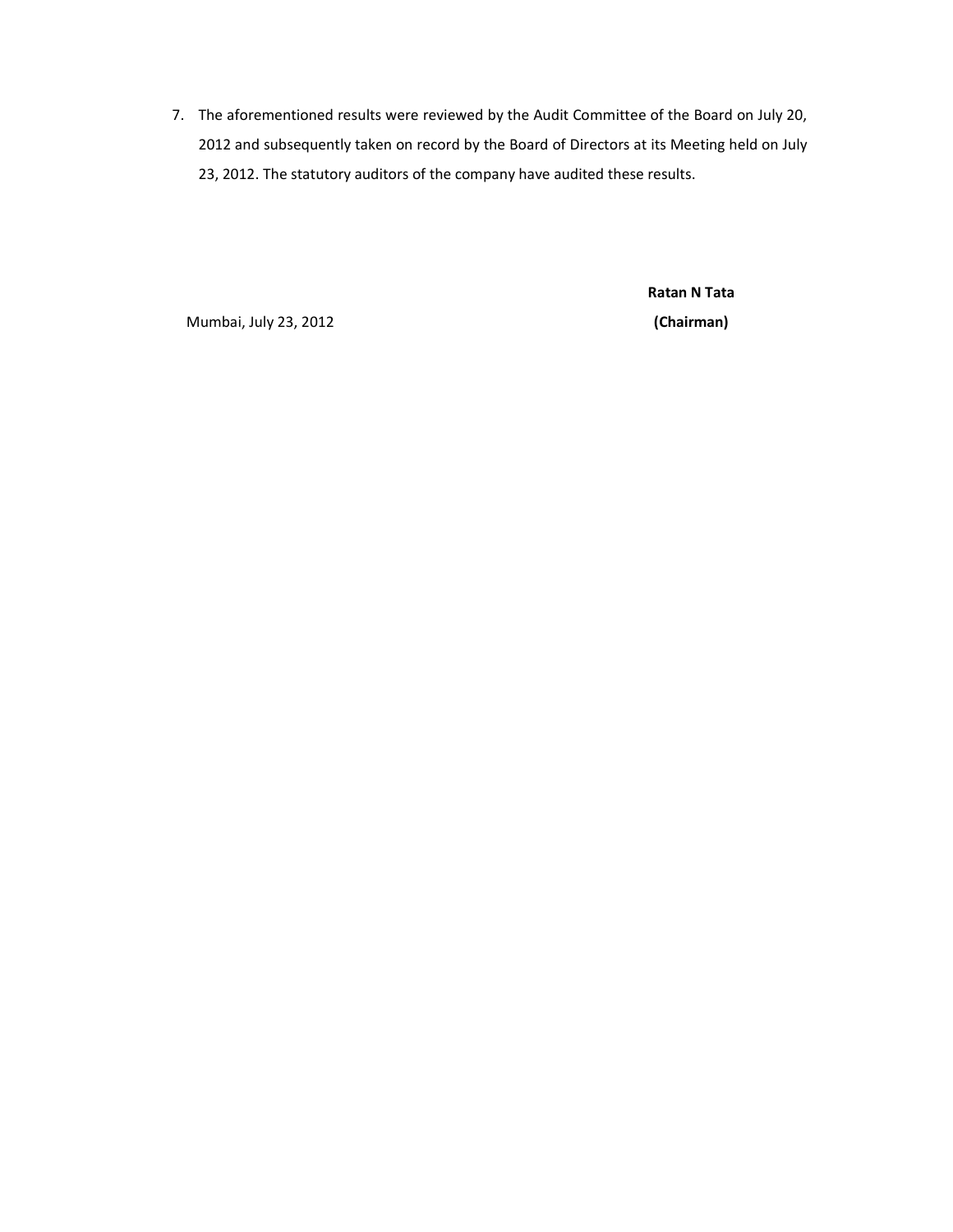7. The aforementioned results were reviewed by the Audit Committee of the Board on July 20, 2012 and subsequently taken on record by the Board of Directors at its Meeting held on July 23, 2012. The statutory auditors of the company have audited these results.

**Ratan N Tata**

Mumbai, July 23, 2012 **(Chairman)**